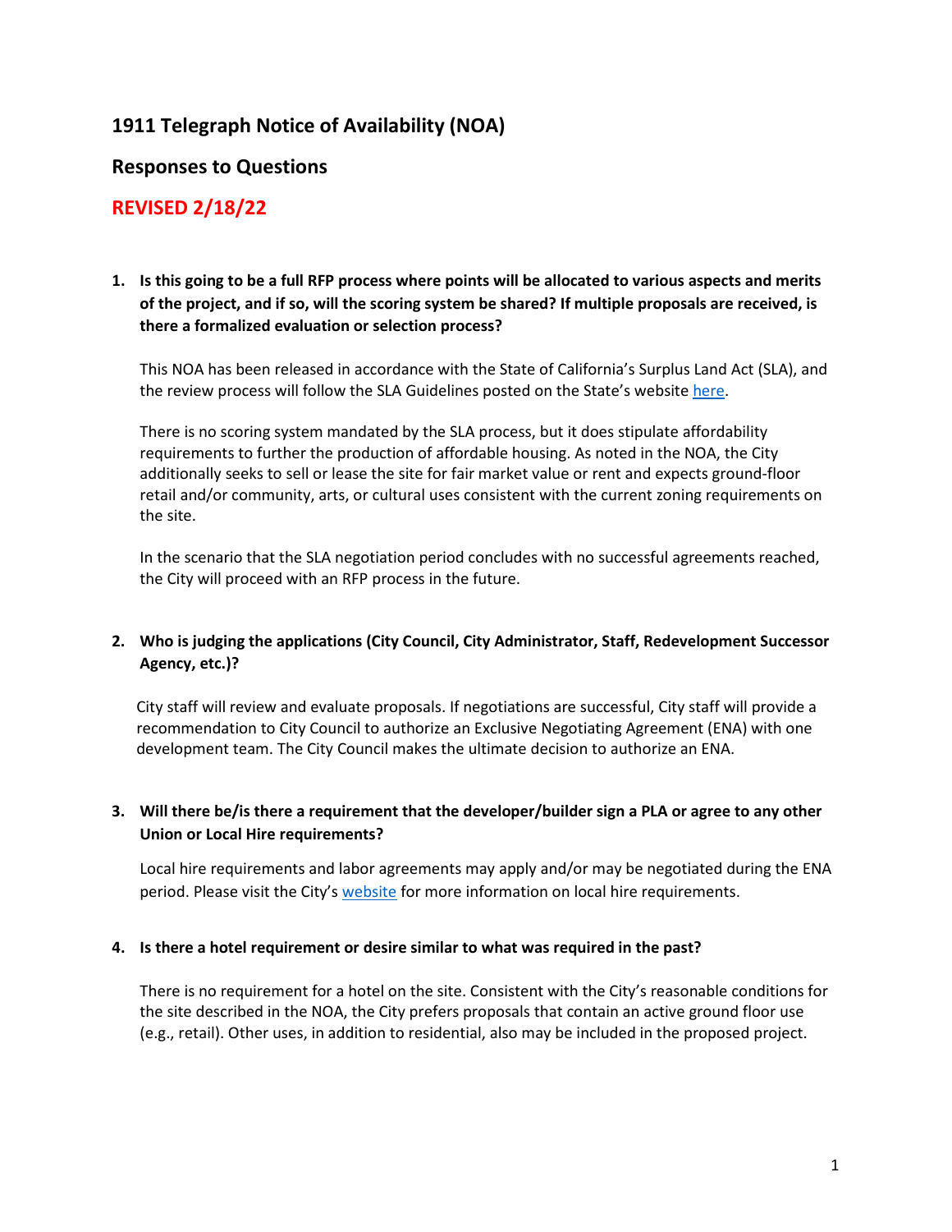# 1911 Telegraph Notice of Availability (NOA)

## Responses to Questions

## REVISED 2/18/22

1. **Is this going to be a full RFP process where points will be allocated to various aspects and merits of the project, and if so, will the scoring system be shared? If multiple proposals are received, is there a formalized evaluation or selection process?**

   This NOA has been released in accordance with the State of California's Surplus Land Act (SLA), and the review process will follow the SLA Guidelines posted on the State's website [here](#).

   There is no scoring system mandated by the SLA process, but it does stipulate affordability requirements to further the production of affordable housing. As noted in the NOA, the City additionally seeks to sell or lease the site for fair market value or rent and expects ground-floor retail and/or community, arts, or cultural uses consistent with the current zoning requirements on the site.

   In the scenario that the SLA negotiation period concludes with no successful agreements reached, the City will proceed with an RFP process in the future.

2. **Who is judging the applications (City Council, City Administrator, Staff, Redevelopment Successor Agency, etc.)?**

   City staff will review and evaluate proposals. If negotiations are successful, City staff will provide a recommendation to City Council to authorize an Exclusive Negotiating Agreement (ENA) with one development team. The City Council makes the ultimate decision to authorize an ENA.

3. **Will there be/is there a requirement that the developer/builder sign a PLA or agree to any other Union or Local Hire requirements?**

   Local hire requirements and labor agreements may apply and/or may be negotiated during the ENA period. Please visit the City's [website](#) for more information on local hire requirements.

4. **Is there a hotel requirement or desire similar to what was required in the past?**

   There is no requirement for a hotel on the site. Consistent with the City's reasonable conditions for the site described in the NOA, the City prefers proposals that contain an active ground floor use (e.g., retail). Other uses, in addition to residential, also may be included in the proposed project.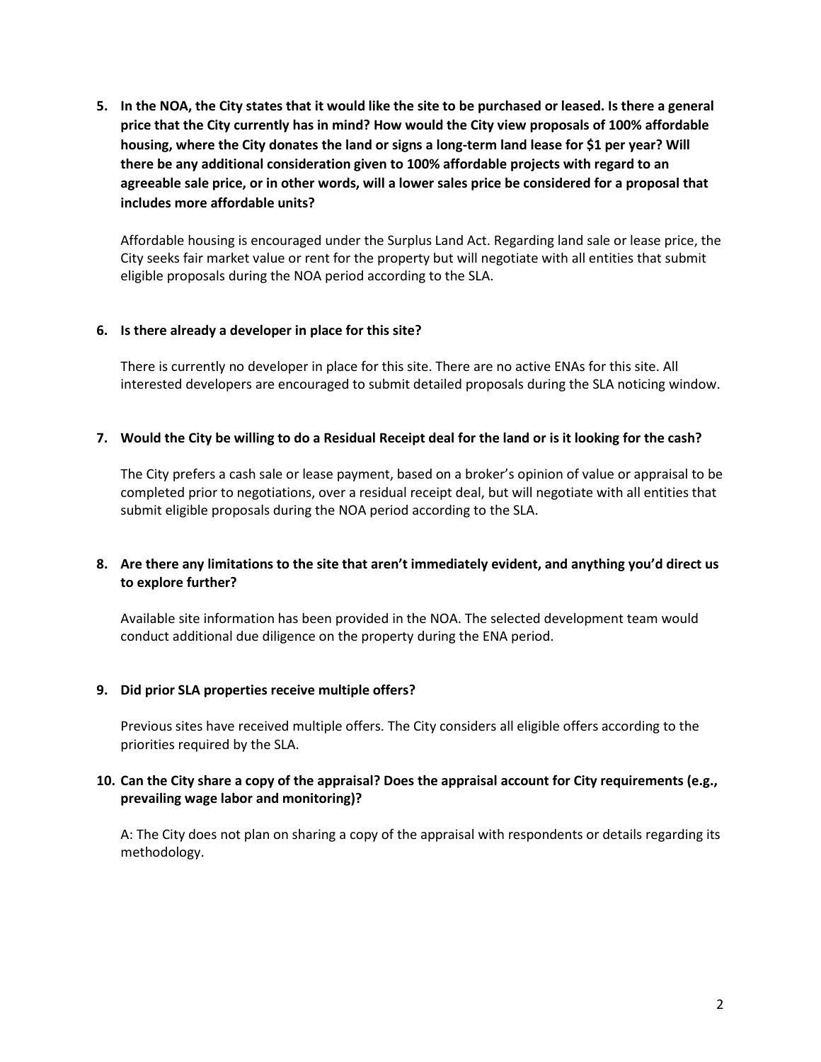5. **In the NOA, the City states that it would like the site to be purchased or leased. Is there a general price that the City currently has in mind? How would the City view proposals of 100% affordable housing, where the City donates the land or signs a long-term land lease for $1 per year? Will there be any additional consideration given to 100% affordable projects with regard to an agreeable sale price, or in other words, will a lower sales price be considered for a proposal that includes more affordable units?**

   Affordable housing is encouraged under the Surplus Land Act. Regarding land sale or lease price, the City seeks fair market value or rent for the property but will negotiate with all entities that submit eligible proposals during the NOA period according to the SLA.

6. **Is there already a developer in place for this site?**

   There is currently no developer in place for this site. There are no active ENAs for this site. All interested developers are encouraged to submit detailed proposals during the SLA noticing window.

7. **Would the City be willing to do a Residual Receipt deal for the land or is it looking for the cash?**

   The City prefers a cash sale or lease payment, based on a broker's opinion of value or appraisal to be completed prior to negotiations, over a residual receipt deal, but will negotiate with all entities that submit eligible proposals during the NOA period according to the SLA.

8. **Are there any limitations to the site that aren't immediately evident, and anything you'd direct us to explore further?**

   Available site information has been provided in the NOA. The selected development team would conduct additional due diligence on the property during the ENA period.

9. **Did prior SLA properties receive multiple offers?**

   Previous sites have received multiple offers. The City considers all eligible offers according to the priorities required by the SLA.

10. **Can the City share a copy of the appraisal? Does the appraisal account for City requirements (e.g., prevailing wage labor and monitoring)?**

    A: The City does not plan on sharing a copy of the appraisal with respondents or details regarding its methodology.